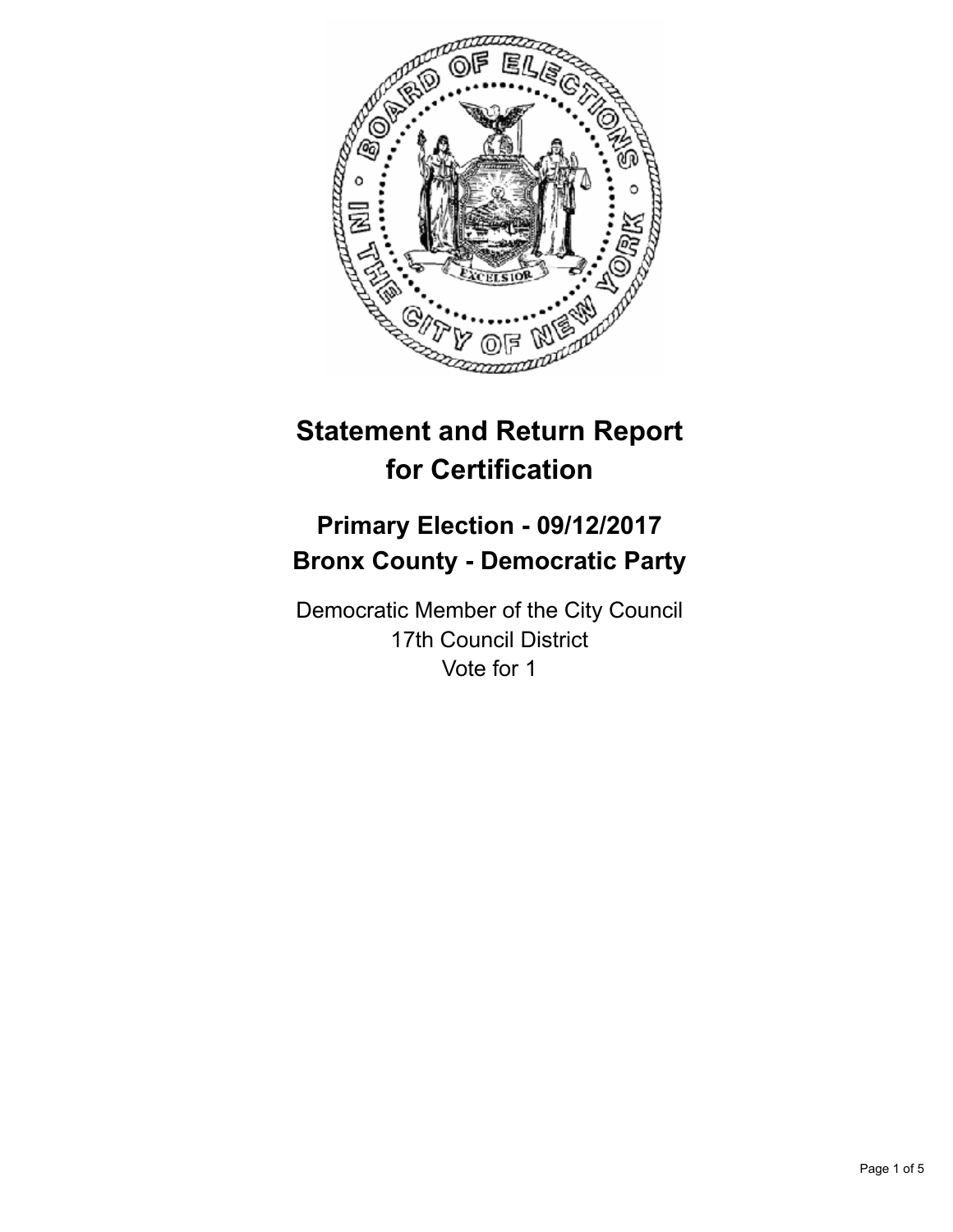# Statement and Return Report for Certification

## Primary Election - 09/12/2017
## Bronx County - Democratic Party

Democratic Member of the City Council
17th Council District
Vote for 1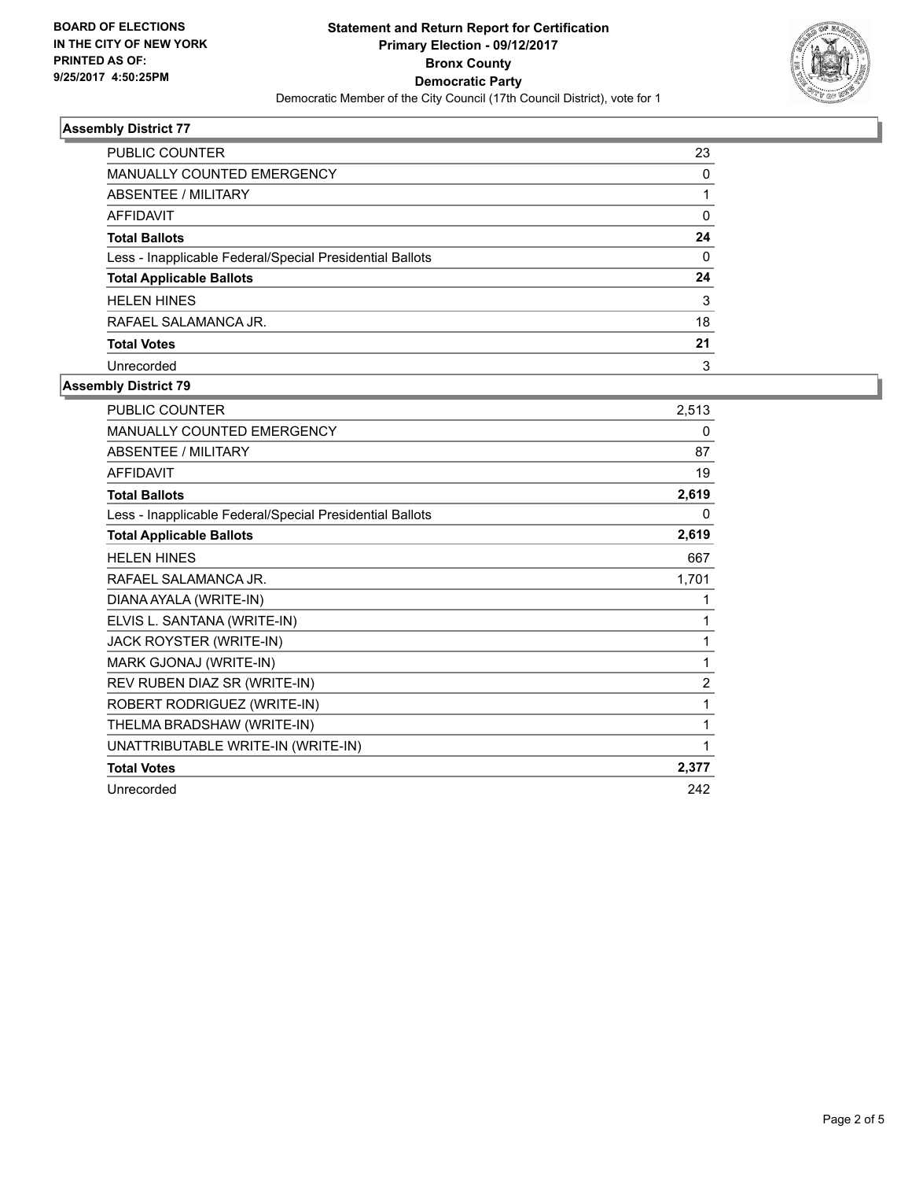**BOARD OF ELECTIONS IN THE CITY OF NEW YORK PRINTED AS OF: 9/25/2017 4:50:25PM**

# Statement and Return Report for Certification
## Primary Election - 09/12/2017
## Bronx County
## Democratic Party

Democratic Member of the City Council (17th Council District), vote for 1

### Assembly District 77

| | |
|---|---|
| PUBLIC COUNTER | 23 |
| MANUALLY COUNTED EMERGENCY | 0 |
| ABSENTEE / MILITARY | 1 |
| AFFIDAVIT | 0 |
| **Total Ballots** | **24** |
| Less - Inapplicable Federal/Special Presidential Ballots | 0 |
| **Total Applicable Ballots** | **24** |
| HELEN HINES | 3 |
| RAFAEL SALAMANCA JR. | 18 |
| **Total Votes** | **21** |
| Unrecorded | 3 |

### Assembly District 79

| | |
|---|---|
| PUBLIC COUNTER | 2,513 |
| MANUALLY COUNTED EMERGENCY | 0 |
| ABSENTEE / MILITARY | 87 |
| AFFIDAVIT | 19 |
| **Total Ballots** | **2,619** |
| Less - Inapplicable Federal/Special Presidential Ballots | 0 |
| **Total Applicable Ballots** | **2,619** |
| HELEN HINES | 667 |
| RAFAEL SALAMANCA JR. | 1,701 |
| DIANA AYALA (WRITE-IN) | 1 |
| ELVIS L. SANTANA (WRITE-IN) | 1 |
| JACK ROYSTER (WRITE-IN) | 1 |
| MARK GJONAJ (WRITE-IN) | 1 |
| REV RUBEN DIAZ SR (WRITE-IN) | 2 |
| ROBERT RODRIGUEZ (WRITE-IN) | 1 |
| THELMA BRADSHAW (WRITE-IN) | 1 |
| UNATTRIBUTABLE WRITE-IN (WRITE-IN) | 1 |
| **Total Votes** | **2,377** |
| Unrecorded | 242 |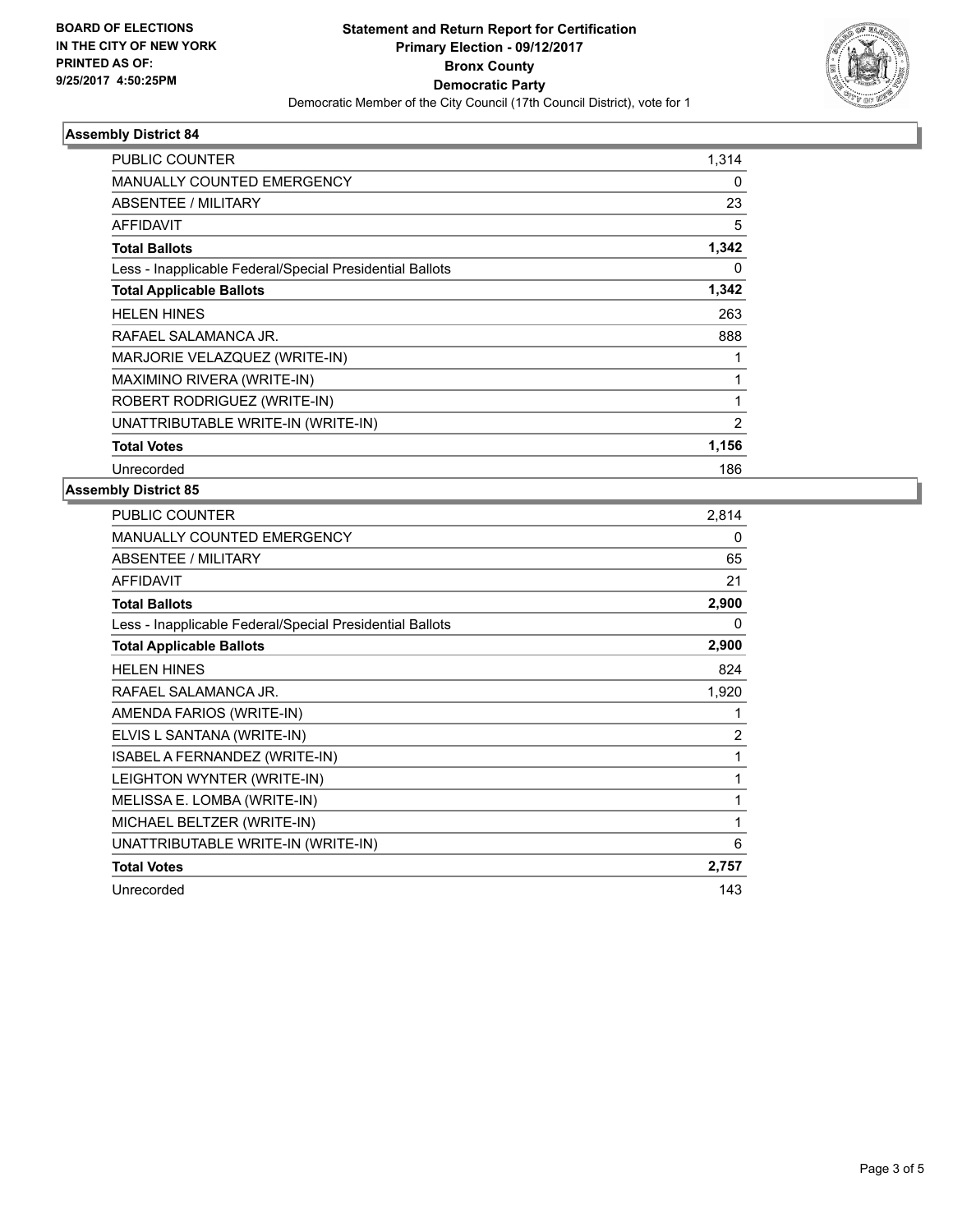**BOARD OF ELECTIONS IN THE CITY OF NEW YORK PRINTED AS OF: 9/25/2017 4:50:25PM**

# Statement and Return Report for Certification
## Primary Election - 09/12/2017
## Bronx County
## Democratic Party

Democratic Member of the City Council (17th Council District), vote for 1

### Assembly District 84

| | |
|---|---|
| PUBLIC COUNTER | 1,314 |
| MANUALLY COUNTED EMERGENCY | 0 |
| ABSENTEE / MILITARY | 23 |
| AFFIDAVIT | 5 |
| **Total Ballots** | **1,342** |
| Less - Inapplicable Federal/Special Presidential Ballots | 0 |
| **Total Applicable Ballots** | **1,342** |
| HELEN HINES | 263 |
| RAFAEL SALAMANCA JR. | 888 |
| MARJORIE VELAZQUEZ (WRITE-IN) | 1 |
| MAXIMINO RIVERA (WRITE-IN) | 1 |
| ROBERT RODRIGUEZ (WRITE-IN) | 1 |
| UNATTRIBUTABLE WRITE-IN (WRITE-IN) | 2 |
| **Total Votes** | **1,156** |
| Unrecorded | 186 |

### Assembly District 85

| | |
|---|---|
| PUBLIC COUNTER | 2,814 |
| MANUALLY COUNTED EMERGENCY | 0 |
| ABSENTEE / MILITARY | 65 |
| AFFIDAVIT | 21 |
| **Total Ballots** | **2,900** |
| Less - Inapplicable Federal/Special Presidential Ballots | 0 |
| **Total Applicable Ballots** | **2,900** |
| HELEN HINES | 824 |
| RAFAEL SALAMANCA JR. | 1,920 |
| AMENDA FARIOS (WRITE-IN) | 1 |
| ELVIS L SANTANA (WRITE-IN) | 2 |
| ISABEL A FERNANDEZ (WRITE-IN) | 1 |
| LEIGHTON WYNTER (WRITE-IN) | 1 |
| MELISSA E. LOMBA (WRITE-IN) | 1 |
| MICHAEL BELTZER (WRITE-IN) | 1 |
| UNATTRIBUTABLE WRITE-IN (WRITE-IN) | 6 |
| **Total Votes** | **2,757** |
| Unrecorded | 143 |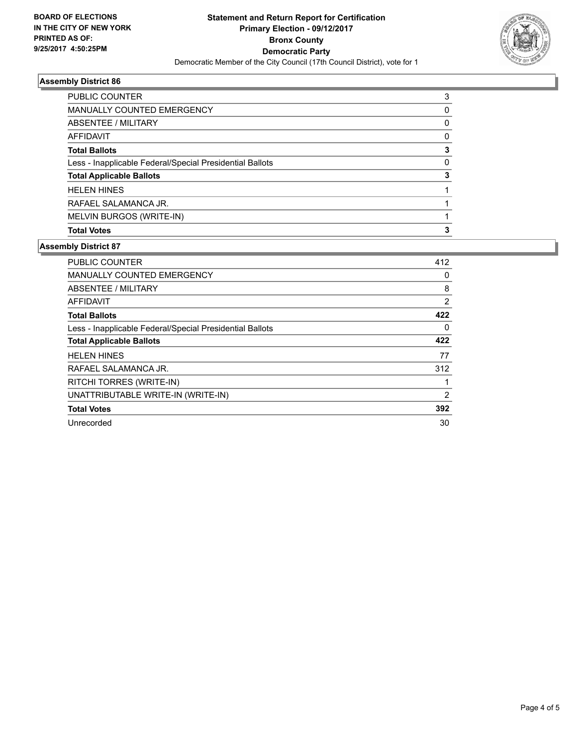BOARD OF ELECTIONS
IN THE CITY OF NEW YORK
PRINTED AS OF:
9/25/2017 4:50:25PM

**Statement and Return Report for Certification**
**Primary Election - 09/12/2017**
**Bronx County**
**Democratic Party**
Democratic Member of the City Council (17th Council District), vote for 1

## Assembly District 86

| | |
|---|---|
| PUBLIC COUNTER | 3 |
| MANUALLY COUNTED EMERGENCY | 0 |
| ABSENTEE / MILITARY | 0 |
| AFFIDAVIT | 0 |
| **Total Ballots** | **3** |
| Less - Inapplicable Federal/Special Presidential Ballots | 0 |
| **Total Applicable Ballots** | **3** |
| HELEN HINES | 1 |
| RAFAEL SALAMANCA JR. | 1 |
| MELVIN BURGOS (WRITE-IN) | 1 |
| **Total Votes** | **3** |

## Assembly District 87

| | |
|---|---|
| PUBLIC COUNTER | 412 |
| MANUALLY COUNTED EMERGENCY | 0 |
| ABSENTEE / MILITARY | 8 |
| AFFIDAVIT | 2 |
| **Total Ballots** | **422** |
| Less - Inapplicable Federal/Special Presidential Ballots | 0 |
| **Total Applicable Ballots** | **422** |
| HELEN HINES | 77 |
| RAFAEL SALAMANCA JR. | 312 |
| RITCHI TORRES (WRITE-IN) | 1 |
| UNATTRIBUTABLE WRITE-IN (WRITE-IN) | 2 |
| **Total Votes** | **392** |
| Unrecorded | 30 |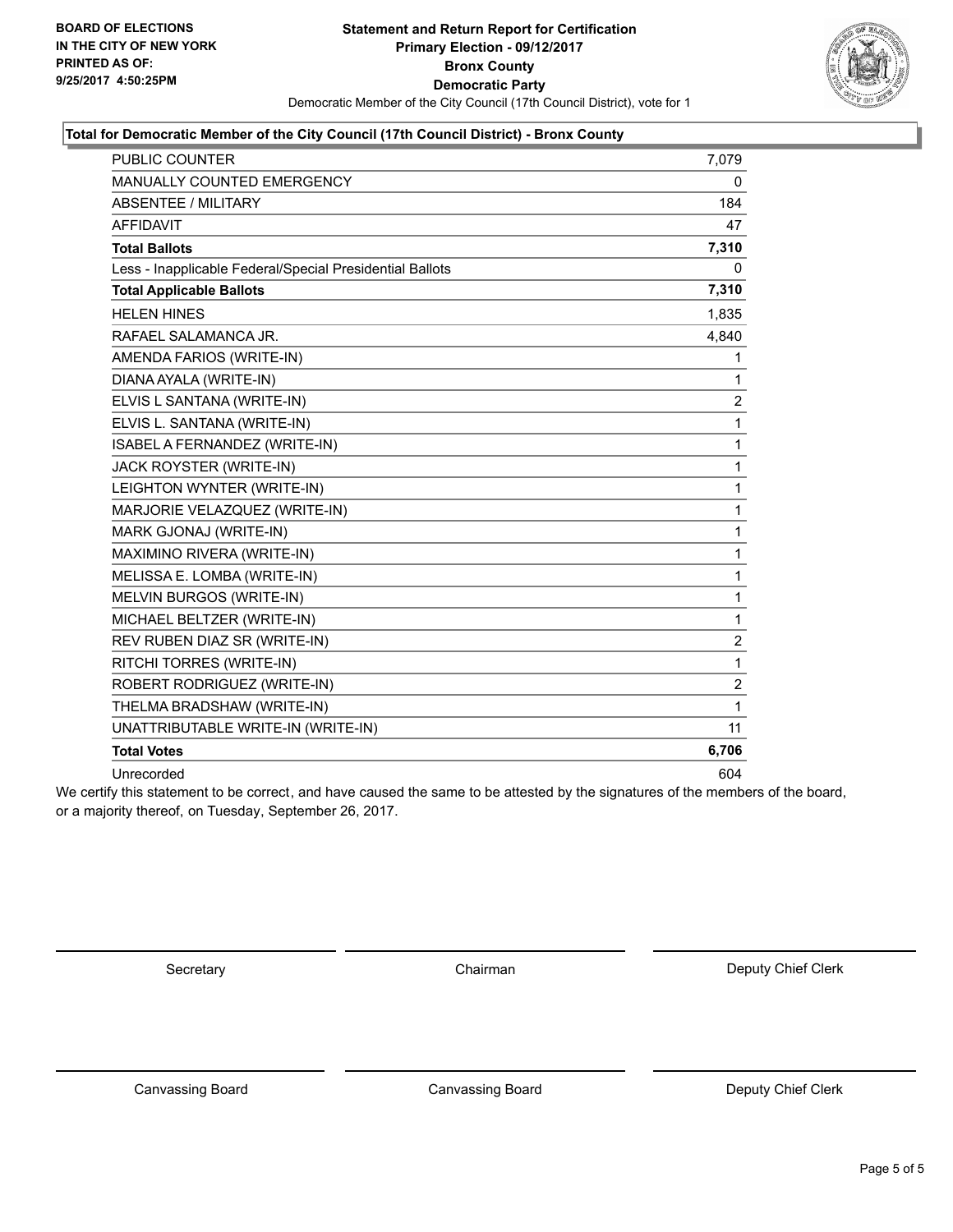**BOARD OF ELECTIONS IN THE CITY OF NEW YORK**
**PRINTED AS OF: 9/25/2017 4:50:25PM**

**Statement and Return Report for Certification**
**Primary Election - 09/12/2017**
**Bronx County**
**Democratic Party**
Democratic Member of the City Council (17th Council District), vote for 1

**Total for Democratic Member of the City Council (17th Council District) - Bronx County**

| | |
|---|---|
| PUBLIC COUNTER | 7,079 |
| MANUALLY COUNTED EMERGENCY | 0 |
| ABSENTEE / MILITARY | 184 |
| AFFIDAVIT | 47 |
| **Total Ballots** | **7,310** |
| Less - Inapplicable Federal/Special Presidential Ballots | 0 |
| **Total Applicable Ballots** | **7,310** |
| HELEN HINES | 1,835 |
| RAFAEL SALAMANCA JR. | 4,840 |
| AMENDA FARIOS (WRITE-IN) | 1 |
| DIANA AYALA (WRITE-IN) | 1 |
| ELVIS L SANTANA (WRITE-IN) | 2 |
| ELVIS L. SANTANA (WRITE-IN) | 1 |
| ISABEL A FERNANDEZ (WRITE-IN) | 1 |
| JACK ROYSTER (WRITE-IN) | 1 |
| LEIGHTON WYNTER (WRITE-IN) | 1 |
| MARJORIE VELAZQUEZ (WRITE-IN) | 1 |
| MARK GJONAJ (WRITE-IN) | 1 |
| MAXIMINO RIVERA (WRITE-IN) | 1 |
| MELISSA E. LOMBA (WRITE-IN) | 1 |
| MELVIN BURGOS (WRITE-IN) | 1 |
| MICHAEL BELTZER (WRITE-IN) | 1 |
| REV RUBEN DIAZ SR (WRITE-IN) | 2 |
| RITCHI TORRES (WRITE-IN) | 1 |
| ROBERT RODRIGUEZ (WRITE-IN) | 2 |
| THELMA BRADSHAW (WRITE-IN) | 1 |
| UNATTRIBUTABLE WRITE-IN (WRITE-IN) | 11 |
| **Total Votes** | **6,706** |
| Unrecorded | 604 |

We certify this statement to be correct, and have caused the same to be attested by the signatures of the members of the board, or a majority thereof, on Tuesday, September 26, 2017.

Secretary

Chairman

Deputy Chief Clerk

Canvassing Board

Canvassing Board

Deputy Chief Clerk